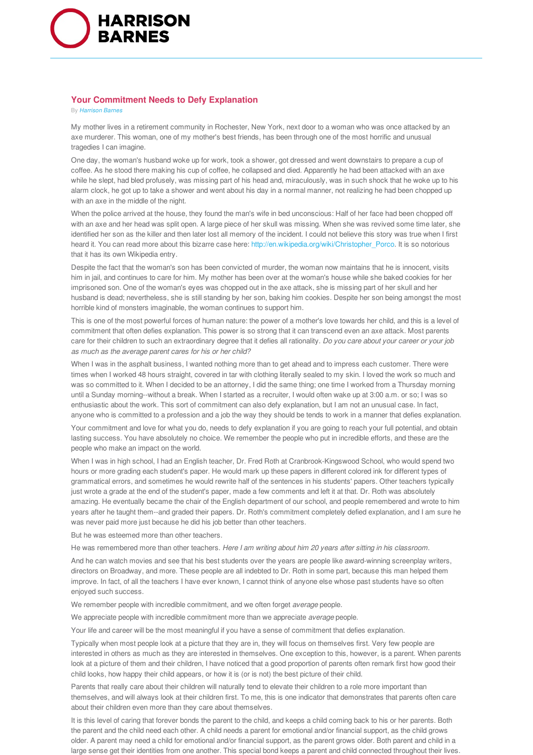# Your Commitment Needs to Defy Explanation

By *Harrison Barnes*

My mother lives in a retirement community in Rochester, New York, next door to a woman who was once attacked by an axe murderer. This woman, one of my mother's best friends, has been through one of the most horrific and unusual tragedies I can imagine.

One day, the woman's husband woke up for work, took a shower, got dressed and went downstairs to prepare a cup of coffee. As he stood there making his cup of coffee, he collapsed and died. Apparently he had been attacked with an axe while he slept, had bled profusely, was missing part of his head and, miraculously, was in such shock that he woke up to his alarm clock, he got up to take a shower and went about his day in a normal manner, not realizing he had been chopped up with an axe in the middle of the night.

When the police arrived at the house, they found the man's wife in bed unconscious: Half of her face had been chopped off with an axe and her head was split open. A large piece of her skull was missing. When she was revived some time later, she identified her son as the killer and then later lost all memory of the incident. I could not believe this story was true when I first heard it. You can read more about this bizarre case here: http://en.wikipedia.org/wiki/Christopher_Porco. It is so notorious that it has its own Wikipedia entry.

Despite the fact that the woman's son has been convicted of murder, the woman now maintains that he is innocent, visits him in jail, and continues to care for him. My mother has been over at the woman's house while she baked cookies for her imprisoned son. One of the woman's eyes was chopped out in the axe attack, she is missing part of her skull and her husband is dead; nevertheless, she is still standing by her son, baking him cookies. Despite her son being amongst the most horrible kind of monsters imaginable, the woman continues to support him.

This is one of the most powerful forces of human nature: the power of a mother's love towards her child, and this is a level of commitment that often defies explanation. This power is so strong that it can transcend even an axe attack. Most parents care for their children to such an extraordinary degree that it defies all rationality. *Do you care about your career or your job as much as the average parent cares for his or her child?*

When I was in the asphalt business, I wanted nothing more than to get ahead and to impress each customer. There were times when I worked 48 hours straight, covered in tar with clothing literally sealed to my skin. I loved the work so much and was so committed to it. When I decided to be an attorney, I did the same thing; one time I worked from a Thursday morning until a Sunday morning--without a break. When I started as a recruiter, I would often wake up at 3:00 a.m. or so; I was so enthusiastic about the work. This sort of commitment can also defy explanation, but I am not an unusual case. In fact, anyone who is committed to a profession and a job the way they should be tends to work in a manner that defies explanation.

Your commitment and love for what you do, needs to defy explanation if you are going to reach your full potential, and obtain lasting success. You have absolutely no choice. We remember the people who put in incredible efforts, and these are the people who make an impact on the world.

When I was in high school, I had an English teacher, Dr. Fred Roth at Cranbrook-Kingswood School, who would spend two hours or more grading each student's paper. He would mark up these papers in different colored ink for different types of grammatical errors, and sometimes he would rewrite half of the sentences in his students' papers. Other teachers typically just wrote a grade at the end of the student's paper, made a few comments and left it at that. Dr. Roth was absolutely amazing. He eventually became the chair of the English department of our school, and people remembered and wrote to him years after he taught them--and graded their papers. Dr. Roth's commitment completely defied explanation, and I am sure he was never paid more just because he did his job better than other teachers.

But he was esteemed more than other teachers.

He was remembered more than other teachers. *Here I am writing about him 20 years after sitting in his classroom.*

And he can watch movies and see that his best students over the years are people like award-winning screenplay writers, directors on Broadway, and more. These people are all indebted to Dr. Roth in some part, because this man helped them improve. In fact, of all the teachers I have ever known, I cannot think of anyone else whose past students have so often enjoyed such success.

We remember people with incredible commitment, and we often forget *average* people.

We appreciate people with incredible commitment more than we appreciate *average* people.

Your life and career will be the most meaningful if you have a sense of commitment that defies explanation.

Typically when most people look at a picture that they are in, they will focus on themselves first. Very few people are interested in others as much as they are interested in themselves. One exception to this, however, is a parent. When parents look at a picture of them and their children, I have noticed that a good proportion of parents often remark first how good their child looks, how happy their child appears, or how it is (or is not) the best picture of their child.

Parents that really care about their children will naturally tend to elevate their children to a role more important than themselves, and will always look at their children first. To me, this is one indicator that demonstrates that parents often care about their children even more than they care about themselves.

It is this level of caring that forever bonds the parent to the child, and keeps a child coming back to his or her parents. Both the parent and the child need each other. A child needs a parent for emotional and/or financial support, as the child grows older. A parent may need a child for emotional and/or financial support, as the parent grows older. Both parent and child in a large sense get their identities from one another. This special bond keeps a parent and child connected throughout their lives.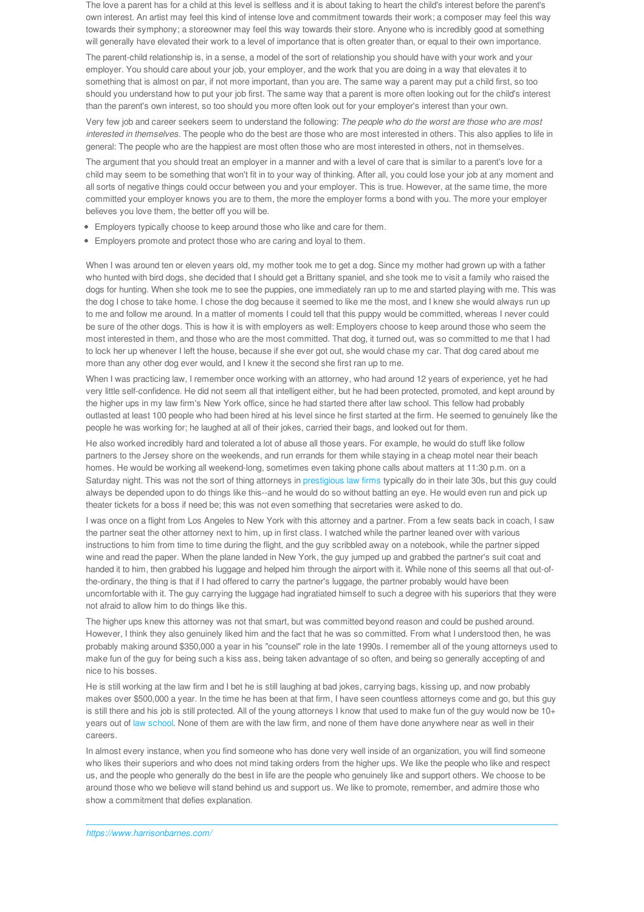The love a parent has for a child at this level is selfless and it is about taking to heart the child's interest before the parent's own interest. An artist may feel this kind of intense love and commitment towards their work; a composer may feel this way towards their symphony; a storeowner may feel this way towards their store. Anyone who is incredibly good at something will generally have elevated their work to a level of importance that is often greater than, or equal to their own importance.

The parent-child relationship is, in a sense, a model of the sort of relationship you should have with your work and your employer. You should care about your job, your employer, and the work that you are doing in a way that elevates it to something that is almost on par, if not more important, than you are. The same way a parent may put a child first, so too should you understand how to put your job first. The same way that a parent is more often looking out for the child's interest than the parent's own interest, so too should you more often look out for your employer's interest than your own.

Very few job and career seekers seem to understand the following: *The people who do the worst are those who are most interested in themselves.* The people who do the best are those who are most interested in others. This also applies to life in general: The people who are the happiest are most often those who are most interested in others, not in themselves.

The argument that you should treat an employer in a manner and with a level of care that is similar to a parent's love for a child may seem to be something that won't fit in to your way of thinking. After all, you could lose your job at any moment and all sorts of negative things could occur between you and your employer. This is true. However, at the same time, the more committed your employer knows you are to them, the more the employer forms a bond with you. The more your employer believes you love them, the better off you will be.

- Employers typically choose to keep around those who like and care for them.
- Employers promote and protect those who are caring and loyal to them.

When I was around ten or eleven years old, my mother took me to get a dog. Since my mother had grown up with a father who hunted with bird dogs, she decided that I should get a Brittany spaniel, and she took me to visit a family who raised the dogs for hunting. When she took me to see the puppies, one immediately ran up to me and started playing with me. This was the dog I chose to take home. I chose the dog because it seemed to like me the most, and I knew she would always run up to me and follow me around. In a matter of moments I could tell that this puppy would be committed, whereas I never could be sure of the other dogs. This is how it is with employers as well: Employers choose to keep around those who seem the most interested in them, and those who are the most committed. That dog, it turned out, was so committed to me that I had to lock her up whenever I left the house, because if she ever got out, she would chase my car. That dog cared about me more than any other dog ever would, and I knew it the second she first ran up to me.

When I was practicing law, I remember once working with an attorney, who had around 12 years of experience, yet he had very little self-confidence. He did not seem all that intelligent either, but he had been protected, promoted, and kept around by the higher ups in my law firm's New York office, since he had started there after law school. This fellow had probably outlasted at least 100 people who had been hired at his level since he first started at the firm. He seemed to genuinely like the people he was working for; he laughed at all of their jokes, carried their bags, and looked out for them.

He also worked incredibly hard and tolerated a lot of abuse all those years. For example, he would do stuff like follow partners to the Jersey shore on the weekends, and run errands for them while staying in a cheap motel near their beach homes. He would be working all weekend-long, sometimes even taking phone calls about matters at 11:30 p.m. on a Saturday night. This was not the sort of thing attorneys in prestigious law firms typically do in their late 30s, but this guy could always be depended upon to do things like this--and he would do so without batting an eye. He would even run and pick up theater tickets for a boss if need be; this was not even something that secretaries were asked to do.

I was once on a flight from Los Angeles to New York with this attorney and a partner. From a few seats back in coach, I saw the partner seat the other attorney next to him, up in first class. I watched while the partner leaned over with various instructions to him from time to time during the flight, and the guy scribbled away on a notebook, while the partner sipped wine and read the paper. When the plane landed in New York, the guy jumped up and grabbed the partner's suit coat and handed it to him, then grabbed his luggage and helped him through the airport with it. While none of this seems all that out-of-the-ordinary, the thing is that if I had offered to carry the partner's luggage, the partner probably would have been uncomfortable with it. The guy carrying the luggage had ingratiated himself to such a degree with his superiors that they were not afraid to allow him to do things like this.

The higher ups knew this attorney was not that smart, but was committed beyond reason and could be pushed around. However, I think they also genuinely liked him and the fact that he was so committed. From what I understood then, he was probably making around $350,000 a year in his "counsel" role in the late 1990s. I remember all of the young attorneys used to make fun of the guy for being such a kiss ass, being taken advantage of so often, and being so generally accepting of and nice to his bosses.

He is still working at the law firm and I bet he is still laughing at bad jokes, carrying bags, kissing up, and now probably makes over $500,000 a year. In the time he has been at that firm, I have seen countless attorneys come and go, but this guy is still there and his job is still protected. All of the young attorneys I know that used to make fun of the guy would now be 10+ years out of law school. None of them are with the law firm, and none of them have done anywhere near as well in their careers.

In almost every instance, when you find someone who has done very well inside of an organization, you will find someone who likes their superiors and who does not mind taking orders from the higher ups. We like the people who like and respect us, and the people who generally do the best in life are the people who genuinely like and support others. We choose to be around those who we believe will stand behind us and support us. We like to promote, remember, and admire those who show a commitment that defies explanation.

---

*https://www.harrisonbarnes.com/*